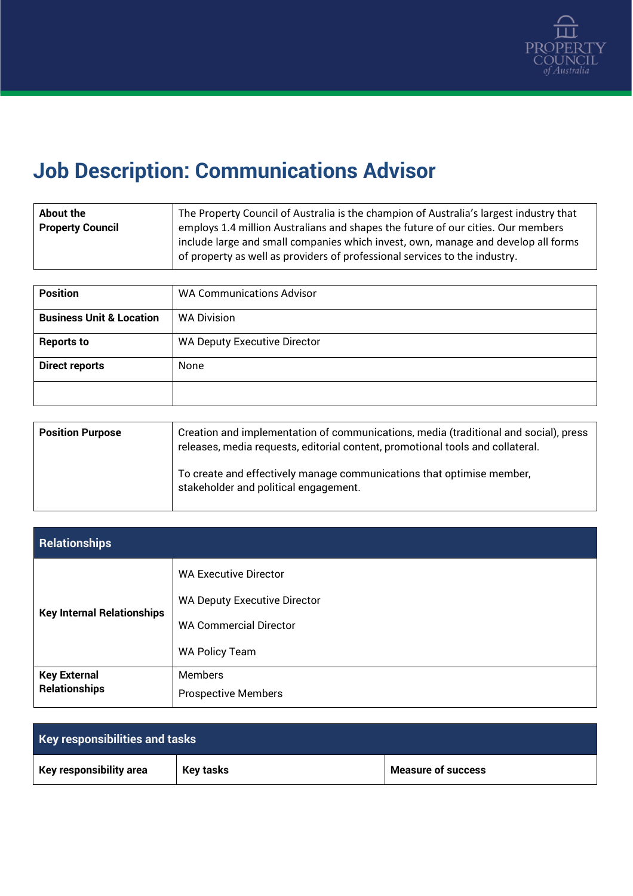# Job Description: Communications Advisor

| About the Property Council | The Property Council of Australia is the champion of Australia's largest industry that employs 1.4 million Australians and shapes the future of our cities. Our members include large and small companies which invest, own, manage and develop all forms of property as well as providers of professional services to the industry. |
|---|---|

| Position | WA Communications Advisor |
|---|---|
| Business Unit & Location | WA Division |
| Reports to | WA Deputy Executive Director |
| Direct reports | None |
| | |

| Position Purpose | Creation and implementation of communications, media (traditional and social), press releases, media requests, editorial content, promotional tools and collateral.<br><br>To create and effectively manage communications that optimise member, stakeholder and political engagement. |
|---|---|

| Relationships | |
|---|---|
| Key Internal Relationships | WA Executive Director<br><br>WA Deputy Executive Director<br><br>WA Commercial Director<br><br>WA Policy Team |
| Key External Relationships | Members<br><br>Prospective Members |

| Key responsibilities and tasks | | |
|---|---|---|
| **Key responsibility area** | **Key tasks** | **Measure of success** |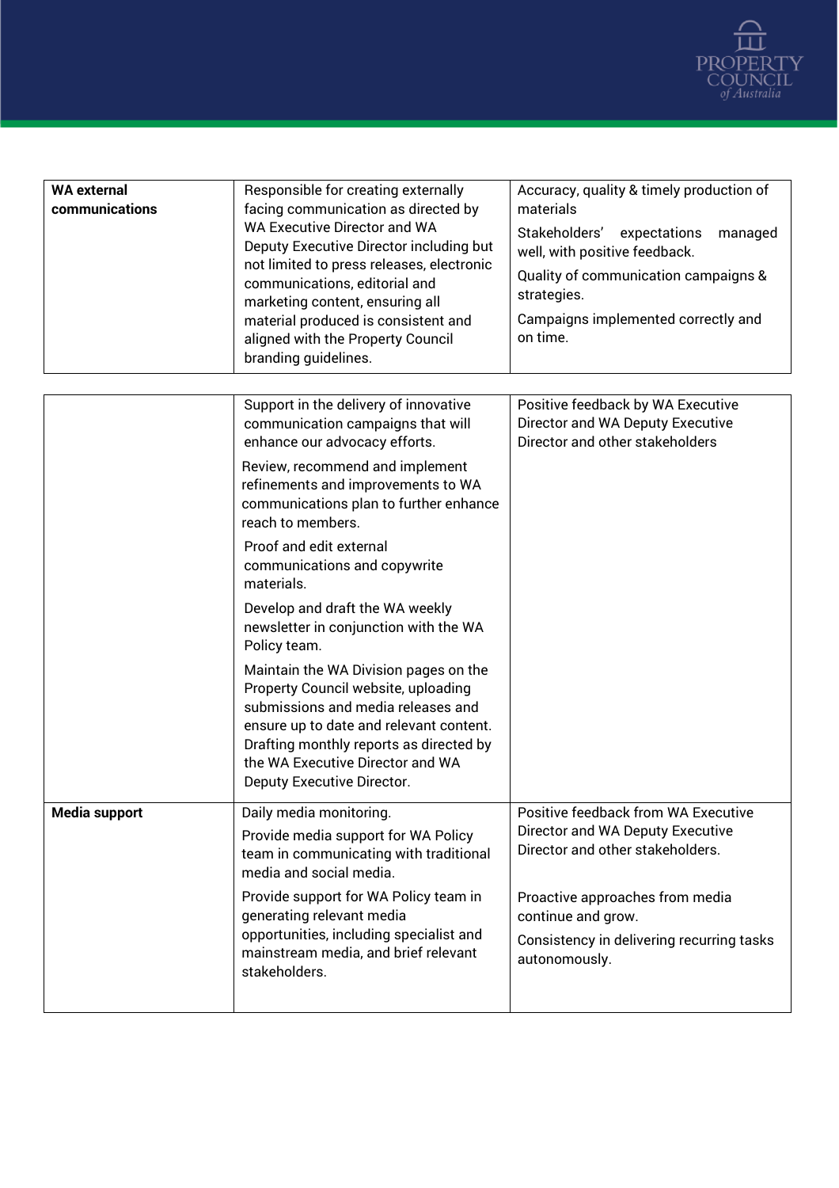| | | |
|---|---|---|
| **WA external communications** | Responsible for creating externally facing communication as directed by WA Executive Director and WA Deputy Executive Director including but not limited to press releases, electronic communications, editorial and marketing content, ensuring all material produced is consistent and aligned with the Property Council branding guidelines. | Accuracy, quality & timely production of materials<br>Stakeholders' expectations managed well, with positive feedback.<br>Quality of communication campaigns & strategies.<br>Campaigns implemented correctly and on time. |
| | Support in the delivery of innovative communication campaigns that will enhance our advocacy efforts.<br>Review, recommend and implement refinements and improvements to WA communications plan to further enhance reach to members.<br>Proof and edit external communications and copywrite materials.<br>Develop and draft the WA weekly newsletter in conjunction with the WA Policy team.<br>Maintain the WA Division pages on the Property Council website, uploading submissions and media releases and ensure up to date and relevant content. Drafting monthly reports as directed by the WA Executive Director and WA Deputy Executive Director. | Positive feedback by WA Executive Director and WA Deputy Executive Director and other stakeholders |
| **Media support** | Daily media monitoring.<br>Provide media support for WA Policy team in communicating with traditional media and social media.<br>Provide support for WA Policy team in generating relevant media opportunities, including specialist and mainstream media, and brief relevant stakeholders. | Positive feedback from WA Executive Director and WA Deputy Executive Director and other stakeholders.<br><br>Proactive approaches from media continue and grow.<br>Consistency in delivering recurring tasks autonomously. |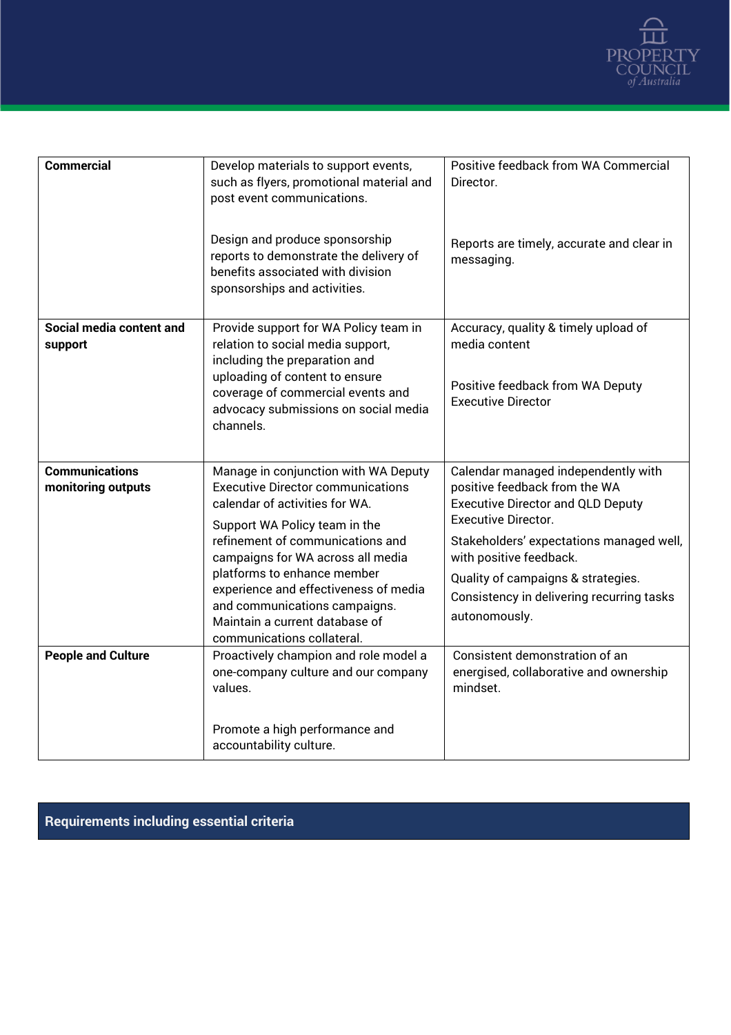| | | |
|---|---|---|
| **Commercial** | Develop materials to support events, such as flyers, promotional material and post event communications.<br><br>Design and produce sponsorship reports to demonstrate the delivery of benefits associated with division sponsorships and activities. | Positive feedback from WA Commercial Director.<br><br>Reports are timely, accurate and clear in messaging. |
| **Social media content and support** | Provide support for WA Policy team in relation to social media support, including the preparation and uploading of content to ensure coverage of commercial events and advocacy submissions on social media channels. | Accuracy, quality & timely upload of media content<br><br>Positive feedback from WA Deputy Executive Director |
| **Communications monitoring outputs** | Manage in conjunction with WA Deputy Executive Director communications calendar of activities for WA.<br><br>Support WA Policy team in the refinement of communications and campaigns for WA across all media platforms to enhance member experience and effectiveness of media and communications campaigns.<br>Maintain a current database of communications collateral. | Calendar managed independently with positive feedback from the WA Executive Director and QLD Deputy Executive Director.<br><br>Stakeholders' expectations managed well, with positive feedback.<br><br>Quality of campaigns & strategies.<br>Consistency in delivering recurring tasks autonomously. |
| **People and Culture** | Proactively champion and role model a one-company culture and our company values.<br><br>Promote a high performance and accountability culture. | Consistent demonstration of an energised, collaborative and ownership mindset. |

## Requirements including essential criteria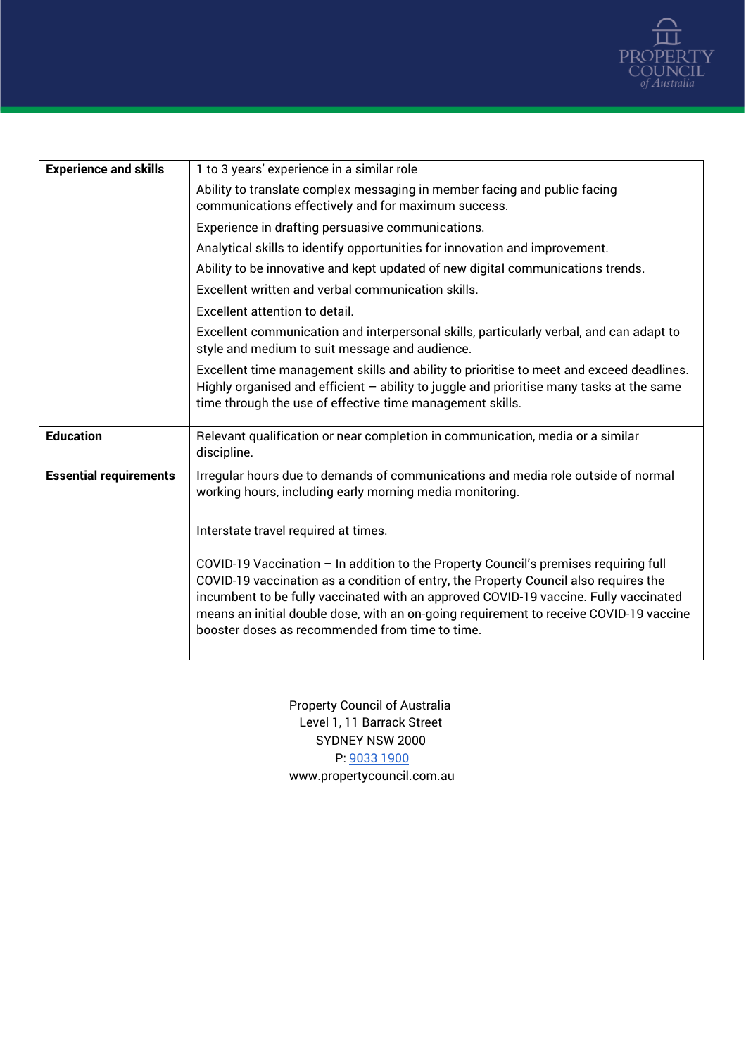| | |
|---|---|
| **Experience and skills** | 1 to 3 years' experience in a similar role<br>Ability to translate complex messaging in member facing and public facing communications effectively and for maximum success.<br>Experience in drafting persuasive communications.<br>Analytical skills to identify opportunities for innovation and improvement.<br>Ability to be innovative and kept updated of new digital communications trends.<br>Excellent written and verbal communication skills.<br>Excellent attention to detail.<br>Excellent communication and interpersonal skills, particularly verbal, and can adapt to style and medium to suit message and audience.<br>Excellent time management skills and ability to prioritise to meet and exceed deadlines. Highly organised and efficient – ability to juggle and prioritise many tasks at the same time through the use of effective time management skills. |
| **Education** | Relevant qualification or near completion in communication, media or a similar discipline. |
| **Essential requirements** | Irregular hours due to demands of communications and media role outside of normal working hours, including early morning media monitoring.<br><br>Interstate travel required at times.<br><br>COVID-19 Vaccination – In addition to the Property Council's premises requiring full COVID-19 vaccination as a condition of entry, the Property Council also requires the incumbent to be fully vaccinated with an approved COVID-19 vaccine. Fully vaccinated means an initial double dose, with an on-going requirement to receive COVID-19 vaccine booster doses as recommended from time to time. |

Property Council of Australia
Level 1, 11 Barrack Street
SYDNEY NSW 2000
P: 9033 1900
www.propertycouncil.com.au